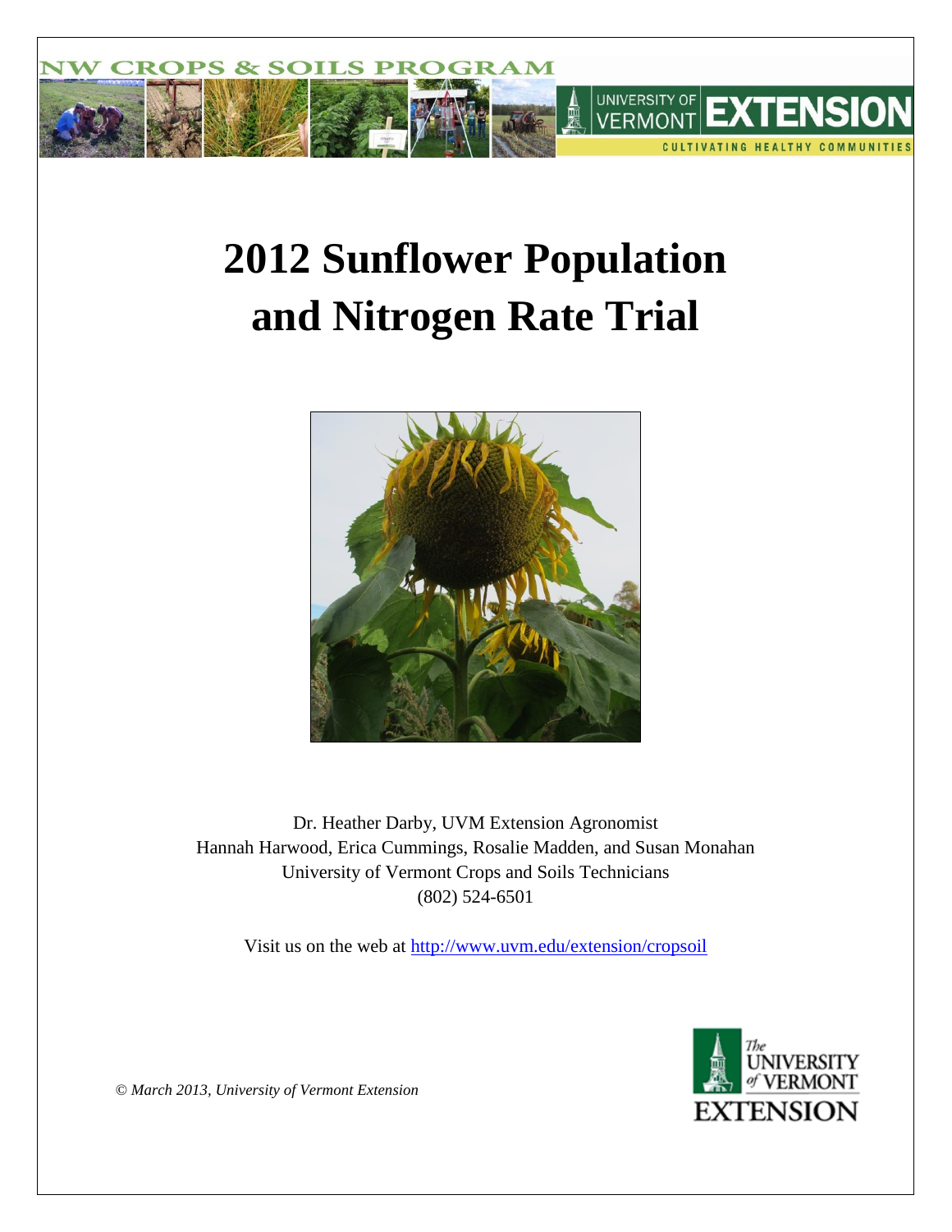# 2012 Sunflower Population and Nitrogen Rate Trial

Dr. Heather Darby, UVM Extension Agronomist
Hannah Harwood, Erica Cummings, Rosalie Madden, and Susan Monahan
University of Vermont Crops and Soils Technicians
(802) 524-6501

Visit us on the web at http://www.uvm.edu/extension/cropsoil

*© March 2013, University of Vermont Extension*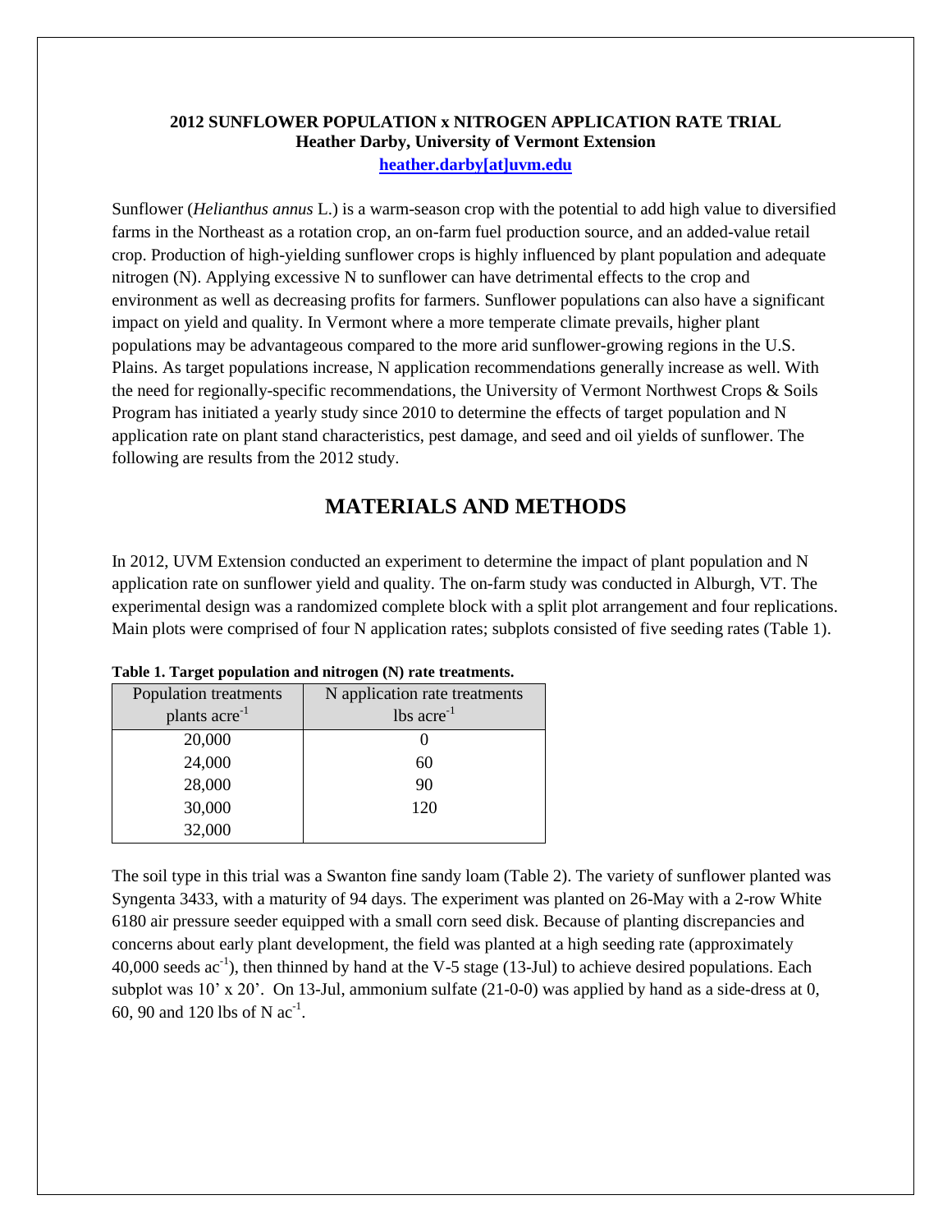**2012 SUNFLOWER POPULATION x NITROGEN APPLICATION RATE TRIAL**
**Heather Darby, University of Vermont Extension**
**heather.darby[at]uvm.edu**

Sunflower (*Helianthus annus* L.) is a warm-season crop with the potential to add high value to diversified farms in the Northeast as a rotation crop, an on-farm fuel production source, and an added-value retail crop. Production of high-yielding sunflower crops is highly influenced by plant population and adequate nitrogen (N). Applying excessive N to sunflower can have detrimental effects to the crop and environment as well as decreasing profits for farmers. Sunflower populations can also have a significant impact on yield and quality. In Vermont where a more temperate climate prevails, higher plant populations may be advantageous compared to the more arid sunflower-growing regions in the U.S. Plains. As target populations increase, N application recommendations generally increase as well. With the need for regionally-specific recommendations, the University of Vermont Northwest Crops & Soils Program has initiated a yearly study since 2010 to determine the effects of target population and N application rate on plant stand characteristics, pest damage, and seed and oil yields of sunflower. The following are results from the 2012 study.

# MATERIALS AND METHODS

In 2012, UVM Extension conducted an experiment to determine the impact of plant population and N application rate on sunflower yield and quality. The on-farm study was conducted in Alburgh, VT. The experimental design was a randomized complete block with a split plot arrangement and four replications. Main plots were comprised of four N application rates; subplots consisted of five seeding rates (Table 1).

**Table 1. Target population and nitrogen (N) rate treatments.**

| Population treatments plants acre$^{-1}$ | N application rate treatments lbs acre$^{-1}$ |
|---|---|
| 20,000 | 0 |
| 24,000 | 60 |
| 28,000 | 90 |
| 30,000 | 120 |
| 32,000 | |

The soil type in this trial was a Swanton fine sandy loam (Table 2). The variety of sunflower planted was Syngenta 3433, with a maturity of 94 days. The experiment was planted on 26-May with a 2-row White 6180 air pressure seeder equipped with a small corn seed disk. Because of planting discrepancies and concerns about early plant development, the field was planted at a high seeding rate (approximately 40,000 seeds ac$^{-1}$), then thinned by hand at the V-5 stage (13-Jul) to achieve desired populations. Each subplot was 10' x 20'. On 13-Jul, ammonium sulfate (21-0-0) was applied by hand as a side-dress at 0, 60, 90 and 120 lbs of N ac$^{-1}$.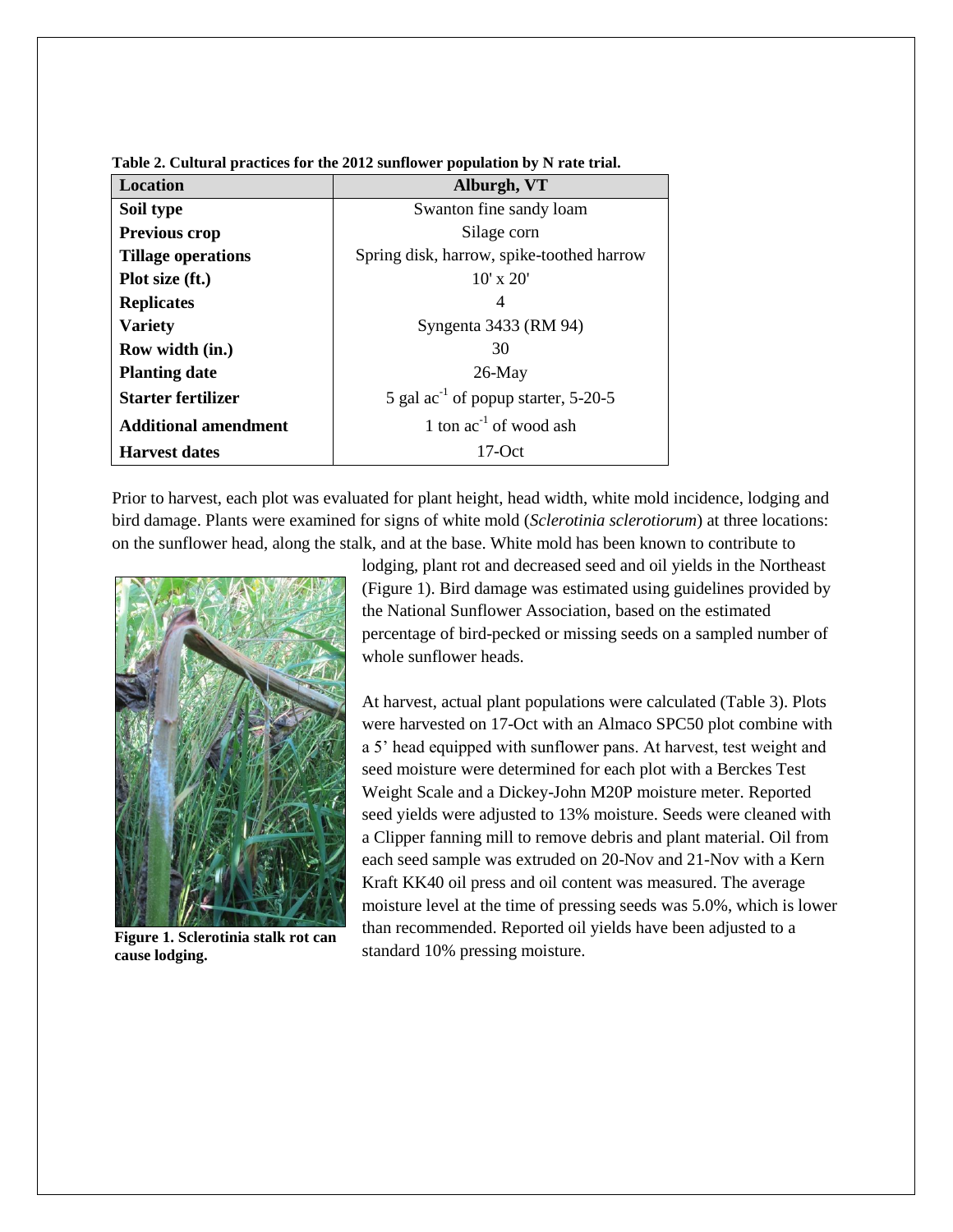**Table 2. Cultural practices for the 2012 sunflower population by N rate trial.**

| Location | Alburgh, VT |
|---|---|
| Soil type | Swanton fine sandy loam |
| Previous crop | Silage corn |
| Tillage operations | Spring disk, harrow, spike-toothed harrow |
| Plot size (ft.) | 10' x 20' |
| Replicates | 4 |
| Variety | Syngenta 3433 (RM 94) |
| Row width (in.) | 30 |
| Planting date | 26-May |
| Starter fertilizer | 5 gal $ac^{-1}$ of popup starter, 5-20-5 |
| Additional amendment | 1 ton $ac^{-1}$ of wood ash |
| Harvest dates | 17-Oct |

Prior to harvest, each plot was evaluated for plant height, head width, white mold incidence, lodging and bird damage. Plants were examined for signs of white mold (*Sclerotinia sclerotiorum*) at three locations: on the sunflower head, along the stalk, and at the base. White mold has been known to contribute to lodging, plant rot and decreased seed and oil yields in the Northeast (Figure 1). Bird damage was estimated using guidelines provided by the National Sunflower Association, based on the estimated percentage of bird-pecked or missing seeds on a sampled number of whole sunflower heads.

**Figure 1. Sclerotinia stalk rot can cause lodging.**

At harvest, actual plant populations were calculated (Table 3). Plots were harvested on 17-Oct with an Almaco SPC50 plot combine with a 5' head equipped with sunflower pans. At harvest, test weight and seed moisture were determined for each plot with a Berckes Test Weight Scale and a Dickey-John M20P moisture meter. Reported seed yields were adjusted to 13% moisture. Seeds were cleaned with a Clipper fanning mill to remove debris and plant material. Oil from each seed sample was extruded on 20-Nov and 21-Nov with a Kern Kraft KK40 oil press and oil content was measured. The average moisture level at the time of pressing seeds was 5.0%, which is lower than recommended. Reported oil yields have been adjusted to a standard 10% pressing moisture.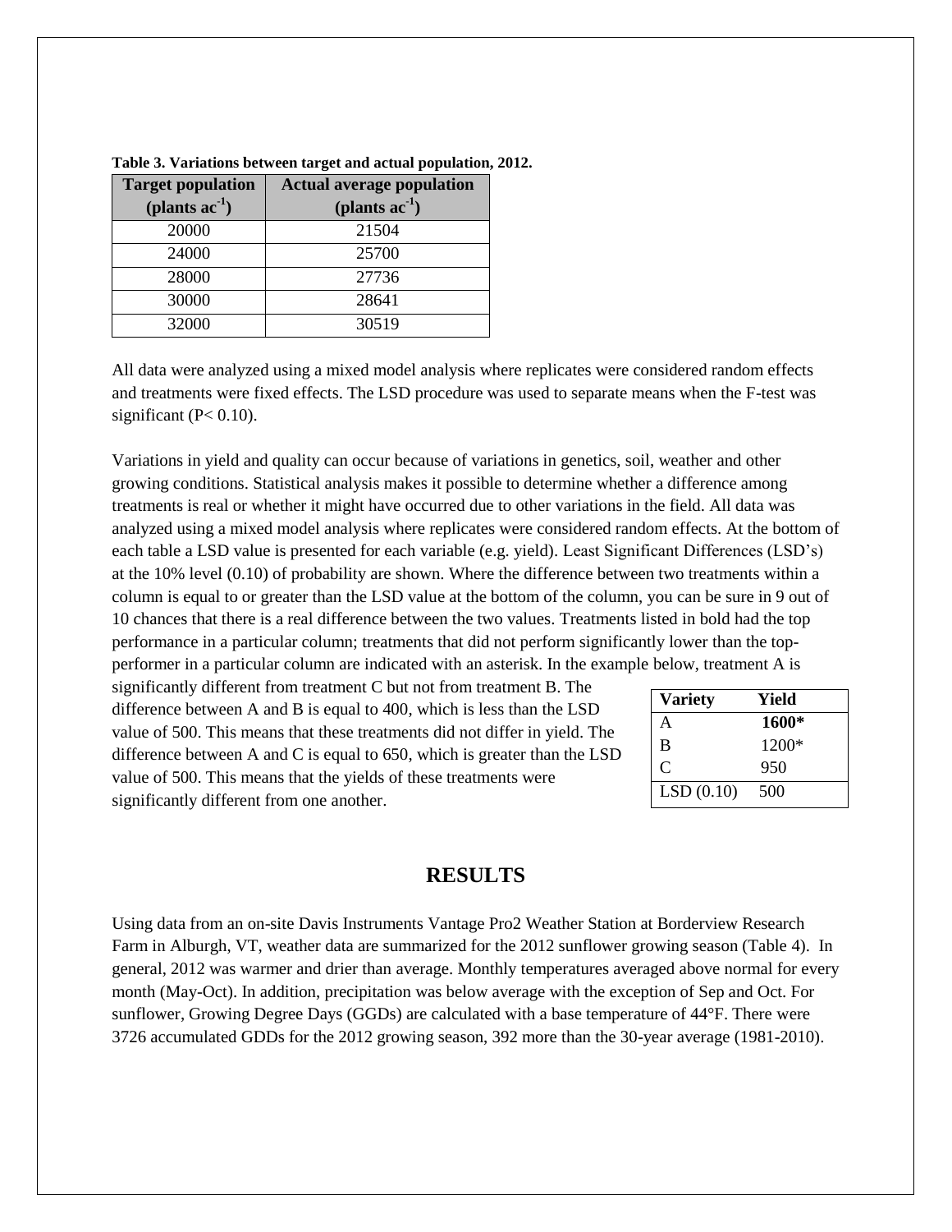**Table 3. Variations between target and actual population, 2012.**

| Target population (plants $ac^{-1}$) | Actual average population (plants $ac^{-1}$) |
|---|---|
| 20000 | 21504 |
| 24000 | 25700 |
| 28000 | 27736 |
| 30000 | 28641 |
| 32000 | 30519 |

All data were analyzed using a mixed model analysis where replicates were considered random effects and treatments were fixed effects. The LSD procedure was used to separate means when the F-test was significant ($P < 0.10$).

Variations in yield and quality can occur because of variations in genetics, soil, weather and other growing conditions. Statistical analysis makes it possible to determine whether a difference among treatments is real or whether it might have occurred due to other variations in the field. All data was analyzed using a mixed model analysis where replicates were considered random effects. At the bottom of each table a LSD value is presented for each variable (e.g. yield). Least Significant Differences (LSD's) at the 10% level (0.10) of probability are shown. Where the difference between two treatments within a column is equal to or greater than the LSD value at the bottom of the column, you can be sure in 9 out of 10 chances that there is a real difference between the two values. Treatments listed in bold had the top performance in a particular column; treatments that did not perform significantly lower than the top-performer in a particular column are indicated with an asterisk. In the example below, treatment A is significantly different from treatment C but not from treatment B. The difference between A and B is equal to 400, which is less than the LSD value of 500. This means that these treatments did not differ in yield. The difference between A and C is equal to 650, which is greater than the LSD value of 500. This means that the yields of these treatments were significantly different from one another.

| Variety | Yield |
|---|---|
| A | **1600*** |
| B | 1200* |
| C | 950 |
| LSD (0.10) | 500 |

## RESULTS

Using data from an on-site Davis Instruments Vantage Pro2 Weather Station at Borderview Research Farm in Alburgh, VT, weather data are summarized for the 2012 sunflower growing season (Table 4). In general, 2012 was warmer and drier than average. Monthly temperatures averaged above normal for every month (May-Oct). In addition, precipitation was below average with the exception of Sep and Oct. For sunflower, Growing Degree Days (GGDs) are calculated with a base temperature of 44°F. There were 3726 accumulated GDDs for the 2012 growing season, 392 more than the 30-year average (1981-2010).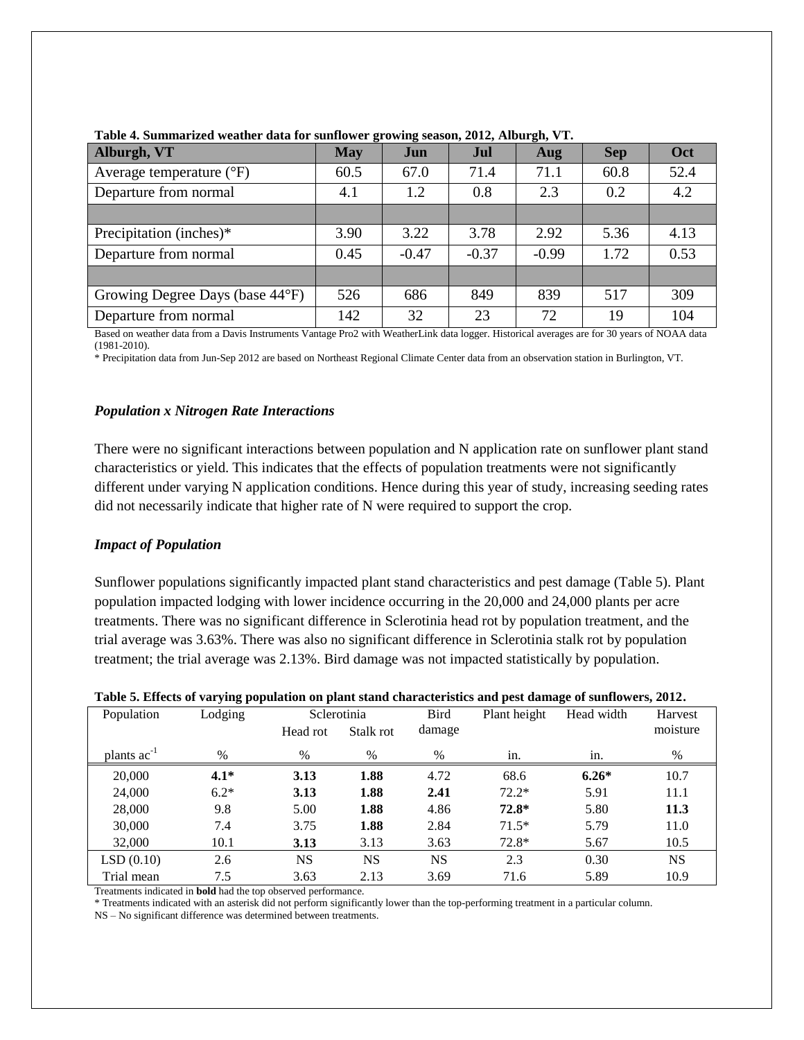**Table 4. Summarized weather data for sunflower growing season, 2012, Alburgh, VT.**

| Alburgh, VT | May | Jun | Jul | Aug | Sep | Oct |
|---|---|---|---|---|---|---|
| Average temperature (°F) | 60.5 | 67.0 | 71.4 | 71.1 | 60.8 | 52.4 |
| Departure from normal | 4.1 | 1.2 | 0.8 | 2.3 | 0.2 | 4.2 |
| | | | | | | |
| Precipitation (inches)* | 3.90 | 3.22 | 3.78 | 2.92 | 5.36 | 4.13 |
| Departure from normal | 0.45 | -0.47 | -0.37 | -0.99 | 1.72 | 0.53 |
| | | | | | | |
| Growing Degree Days (base 44°F) | 526 | 686 | 849 | 839 | 517 | 309 |
| Departure from normal | 142 | 32 | 23 | 72 | 19 | 104 |

Based on weather data from a Davis Instruments Vantage Pro2 with WeatherLink data logger. Historical averages are for 30 years of NOAA data (1981-2010).

* Precipitation data from Jun-Sep 2012 are based on Northeast Regional Climate Center data from an observation station in Burlington, VT.

### *Population x Nitrogen Rate Interactions*

There were no significant interactions between population and N application rate on sunflower plant stand characteristics or yield. This indicates that the effects of population treatments were not significantly different under varying N application conditions. Hence during this year of study, increasing seeding rates did not necessarily indicate that higher rate of N were required to support the crop.

### *Impact of Population*

Sunflower populations significantly impacted plant stand characteristics and pest damage (Table 5). Plant population impacted lodging with lower incidence occurring in the 20,000 and 24,000 plants per acre treatments. There was no significant difference in Sclerotinia head rot by population treatment, and the trial average was 3.63%. There was also no significant difference in Sclerotinia stalk rot by population treatment; the trial average was 2.13%. Bird damage was not impacted statistically by population.

**Table 5. Effects of varying population on plant stand characteristics and pest damage of sunflowers, 2012.**

| Population | Lodging | Sclerotinia | | Bird damage | Plant height | Head width | Harvest moisture |
|---|---|---|---|---|---|---|---|
| | | Head rot | Stalk rot | | | | |
| plants $ac^{-1}$ | % | % | % | % | in. | in. | % |
| 20,000 | **4.1*** | **3.13** | **1.88** | 4.72 | 68.6 | **6.26*** | 10.7 |
| 24,000 | 6.2* | **3.13** | **1.88** | **2.41** | 72.2* | 5.91 | 11.1 |
| 28,000 | 9.8 | 5.00 | **1.88** | 4.86 | **72.8*** | 5.80 | **11.3** |
| 30,000 | 7.4 | 3.75 | **1.88** | 2.84 | 71.5* | 5.79 | 11.0 |
| 32,000 | 10.1 | **3.13** | 3.13 | 3.63 | 72.8* | 5.67 | 10.5 |
| LSD (0.10) | 2.6 | NS | NS | NS | 2.3 | 0.30 | NS |
| Trial mean | 7.5 | 3.63 | 2.13 | 3.69 | 71.6 | 5.89 | 10.9 |

Treatments indicated in **bold** had the top observed performance.

* Treatments indicated with an asterisk did not perform significantly lower than the top-performing treatment in a particular column.

NS – No significant difference was determined between treatments.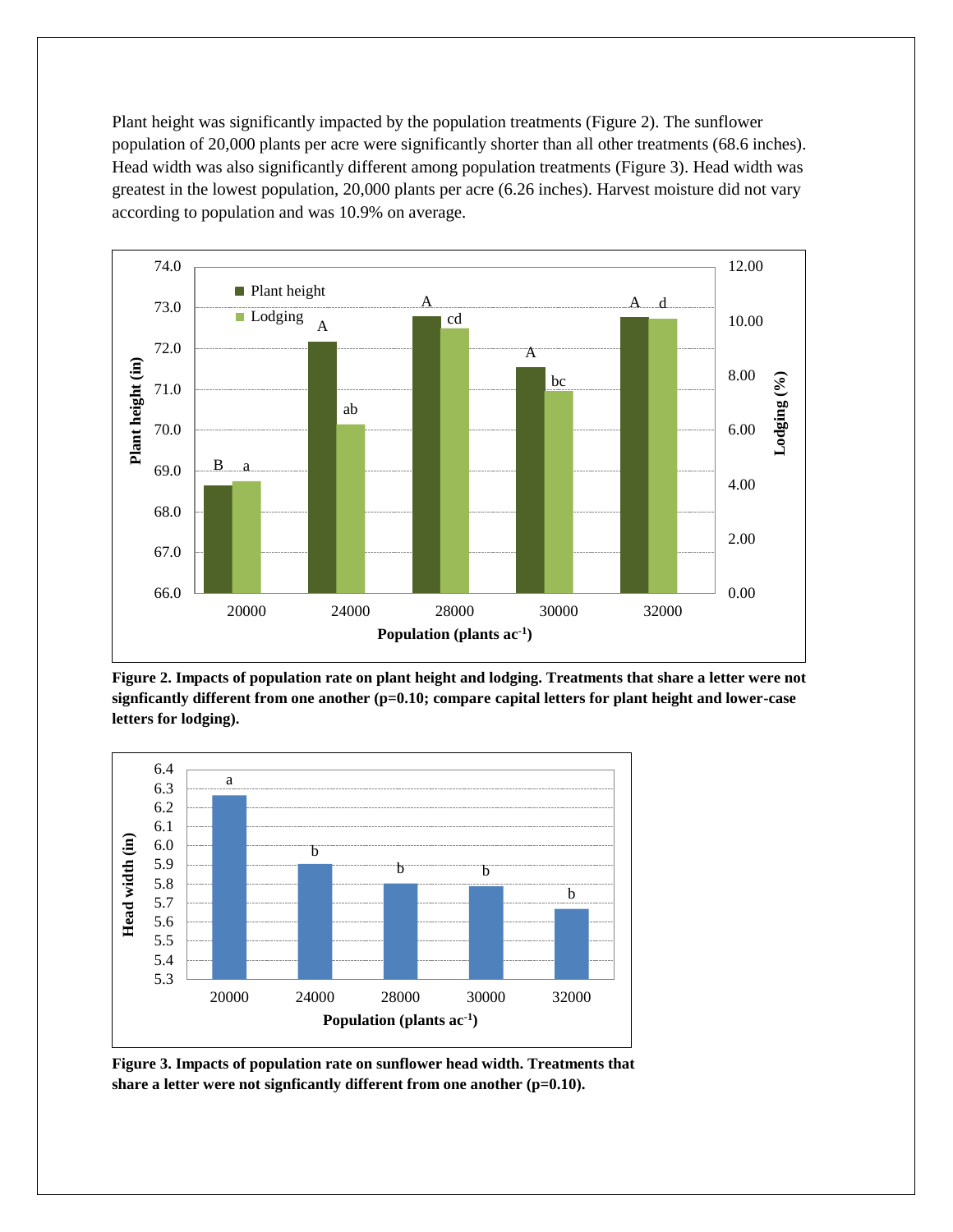Plant height was significantly impacted by the population treatments (Figure 2). The sunflower population of 20,000 plants per acre were significantly shorter than all other treatments (68.6 inches). Head width was also significantly different among population treatments (Figure 3). Head width was greatest in the lowest population, 20,000 plants per acre (6.26 inches). Harvest moisture did not vary according to population and was 10.9% on average.

**Figure 2. Impacts of population rate on plant height and lodging. Treatments that share a letter were not signficantly different from one another (p=0.10; compare capital letters for plant height and lower-case letters for lodging).**

**Figure 3. Impacts of population rate on sunflower head width. Treatments that share a letter were not signficantly different from one another (p=0.10).**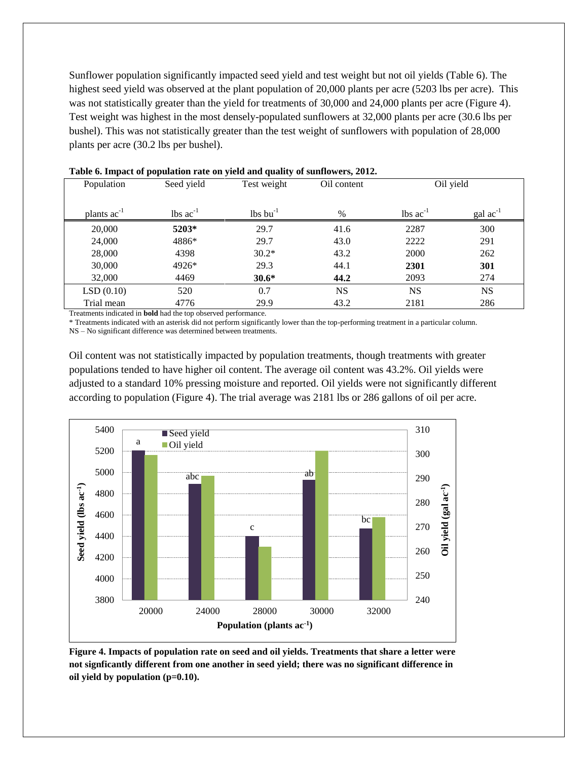Sunflower population significantly impacted seed yield and test weight but not oil yields (Table 6). The highest seed yield was observed at the plant population of 20,000 plants per acre (5203 lbs per acre). This was not statistically greater than the yield for treatments of 30,000 and 24,000 plants per acre (Figure 4). Test weight was highest in the most densely-populated sunflowers at 32,000 plants per acre (30.6 lbs per bushel). This was not statistically greater than the test weight of sunflowers with population of 28,000 plants per acre (30.2 lbs per bushel).

**Table 6. Impact of population rate on yield and quality of sunflowers, 2012.**

| Population | Seed yield | Test weight | Oil content | Oil yield | |
|---|---|---|---|---|---|
| plants $ac^{-1}$ | lbs $ac^{-1}$ | lbs $bu^{-1}$ | % | lbs $ac^{-1}$ | gal $ac^{-1}$ |
| 20,000 | **5203*** | 29.7 | 41.6 | 2287 | 300 |
| 24,000 | 4886* | 29.7 | 43.0 | 2222 | 291 |
| 28,000 | 4398 | 30.2* | 43.2 | 2000 | 262 |
| 30,000 | 4926* | 29.3 | 44.1 | **2301** | **301** |
| 32,000 | 4469 | **30.6*** | **44.2** | 2093 | 274 |
| LSD (0.10) | 520 | 0.7 | NS | NS | NS |
| Trial mean | 4776 | 29.9 | 43.2 | 2181 | 286 |

Treatments indicated in **bold** had the top observed performance.
* Treatments indicated with an asterisk did not perform significantly lower than the top-performing treatment in a particular column.
NS – No significant difference was determined between treatments.

Oil content was not statistically impacted by population treatments, though treatments with greater populations tended to have higher oil content. The average oil content was 43.2%. Oil yields were adjusted to a standard 10% pressing moisture and reported. Oil yields were not significantly different according to population (Figure 4). The trial average was 2181 lbs or 286 gallons of oil per acre.

**Figure 4. Impacts of population rate on seed and oil yields. Treatments that share a letter were not signficantly different from one another in seed yield; there was no significant difference in oil yield by population (p=0.10).**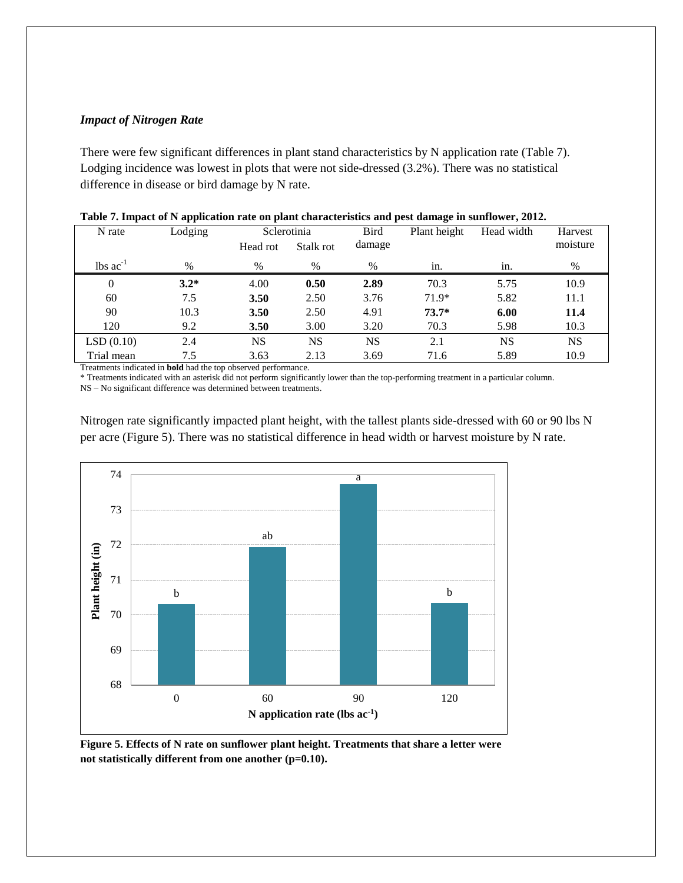### *Impact of Nitrogen Rate*

There were few significant differences in plant stand characteristics by N application rate (Table 7). Lodging incidence was lowest in plots that were not side-dressed (3.2%). There was no statistical difference in disease or bird damage by N rate.

**Table 7. Impact of N application rate on plant characteristics and pest damage in sunflower, 2012.**

| N rate | Lodging | Sclerotinia | | Bird damage | Plant height | Head width | Harvest moisture |
|---|---|---|---|---|---|---|---|
| | | Head rot | Stalk rot | | | | |
| lbs $ac^{-1}$ | % | % | % | % | in. | in. | % |
| 0 | **3.2*** | 4.00 | **0.50** | **2.89** | 70.3 | 5.75 | 10.9 |
| 60 | 7.5 | **3.50** | 2.50 | 3.76 | 71.9* | 5.82 | 11.1 |
| 90 | 10.3 | **3.50** | 2.50 | 4.91 | **73.7*** | **6.00** | **11.4** |
| 120 | 9.2 | **3.50** | 3.00 | 3.20 | 70.3 | 5.98 | 10.3 |
| LSD (0.10) | 2.4 | NS | NS | NS | 2.1 | NS | NS |
| Trial mean | 7.5 | 3.63 | 2.13 | 3.69 | 71.6 | 5.89 | 10.9 |

Treatments indicated in **bold** had the top observed performance.
* Treatments indicated with an asterisk did not perform significantly lower than the top-performing treatment in a particular column.
NS – No significant difference was determined between treatments.

Nitrogen rate significantly impacted plant height, with the tallest plants side-dressed with 60 or 90 lbs N per acre (Figure 5). There was no statistical difference in head width or harvest moisture by N rate.

**Figure 5. Effects of N rate on sunflower plant height. Treatments that share a letter were not statistically different from one another (p=0.10).**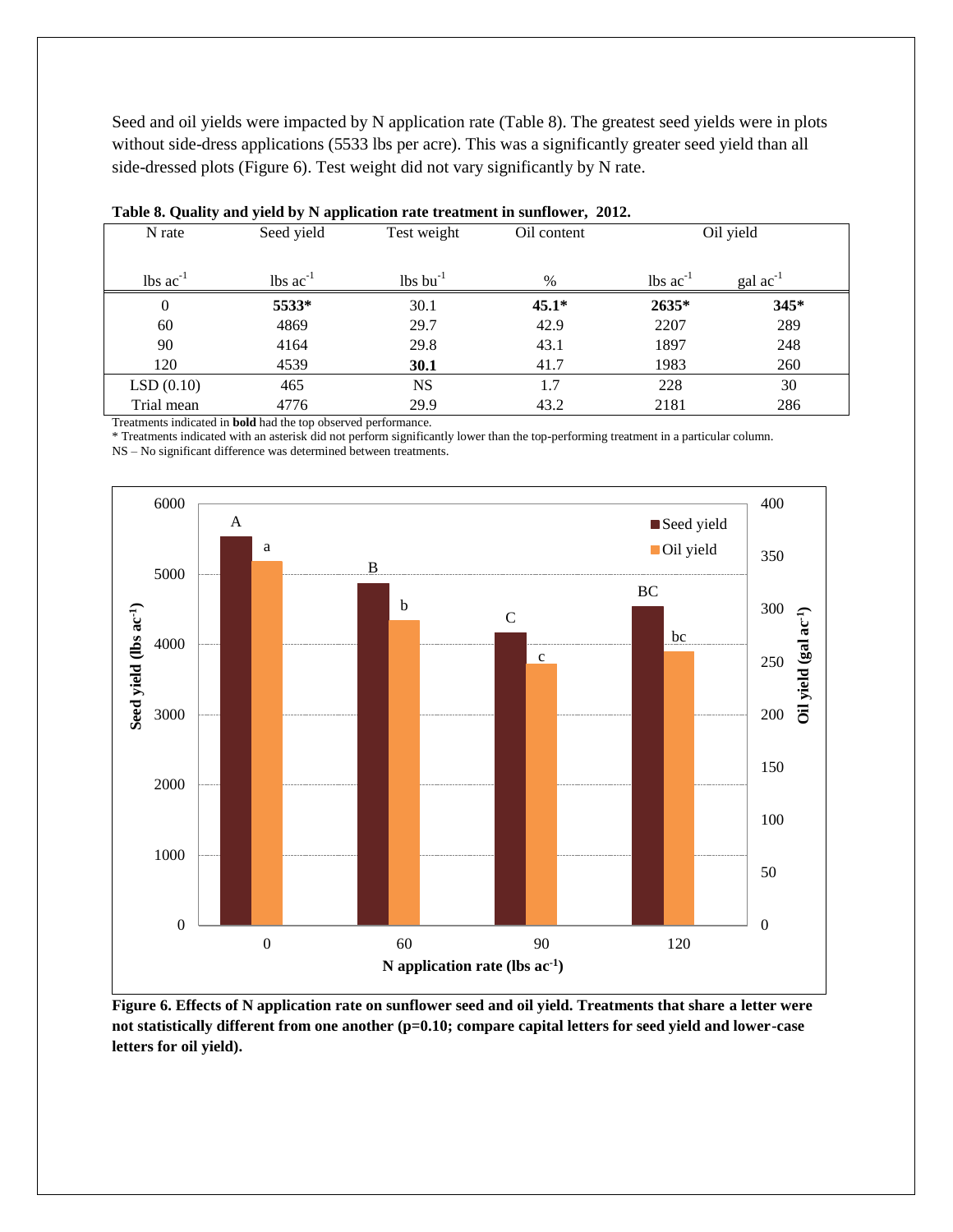Seed and oil yields were impacted by N application rate (Table 8). The greatest seed yields were in plots without side-dress applications (5533 lbs per acre). This was a significantly greater seed yield than all side-dressed plots (Figure 6). Test weight did not vary significantly by N rate.

**Table 8. Quality and yield by N application rate treatment in sunflower, 2012.**

| N rate | Seed yield | Test weight | Oil content | Oil yield | |
|---|---|---|---|---|---|
| lbs $ac^{-1}$ | lbs $ac^{-1}$ | lbs $bu^{-1}$ | % | lbs $ac^{-1}$ | gal $ac^{-1}$ |
| 0 | **5533***  | 30.1 | **45.1*** | **2635*** | **345*** |
| 60 | 4869 | 29.7 | 42.9 | 2207 | 289 |
| 90 | 4164 | 29.8 | 43.1 | 1897 | 248 |
| 120 | 4539 | **30.1** | 41.7 | 1983 | 260 |
| LSD (0.10) | 465 | NS | 1.7 | 228 | 30 |
| Trial mean | 4776 | 29.9 | 43.2 | 2181 | 286 |

Treatments indicated in **bold** had the top observed performance.
* Treatments indicated with an asterisk did not perform significantly lower than the top-performing treatment in a particular column.
NS – No significant difference was determined between treatments.

**Figure 6. Effects of N application rate on sunflower seed and oil yield. Treatments that share a letter were not statistically different from one another (p=0.10; compare capital letters for seed yield and lower-case letters for oil yield).**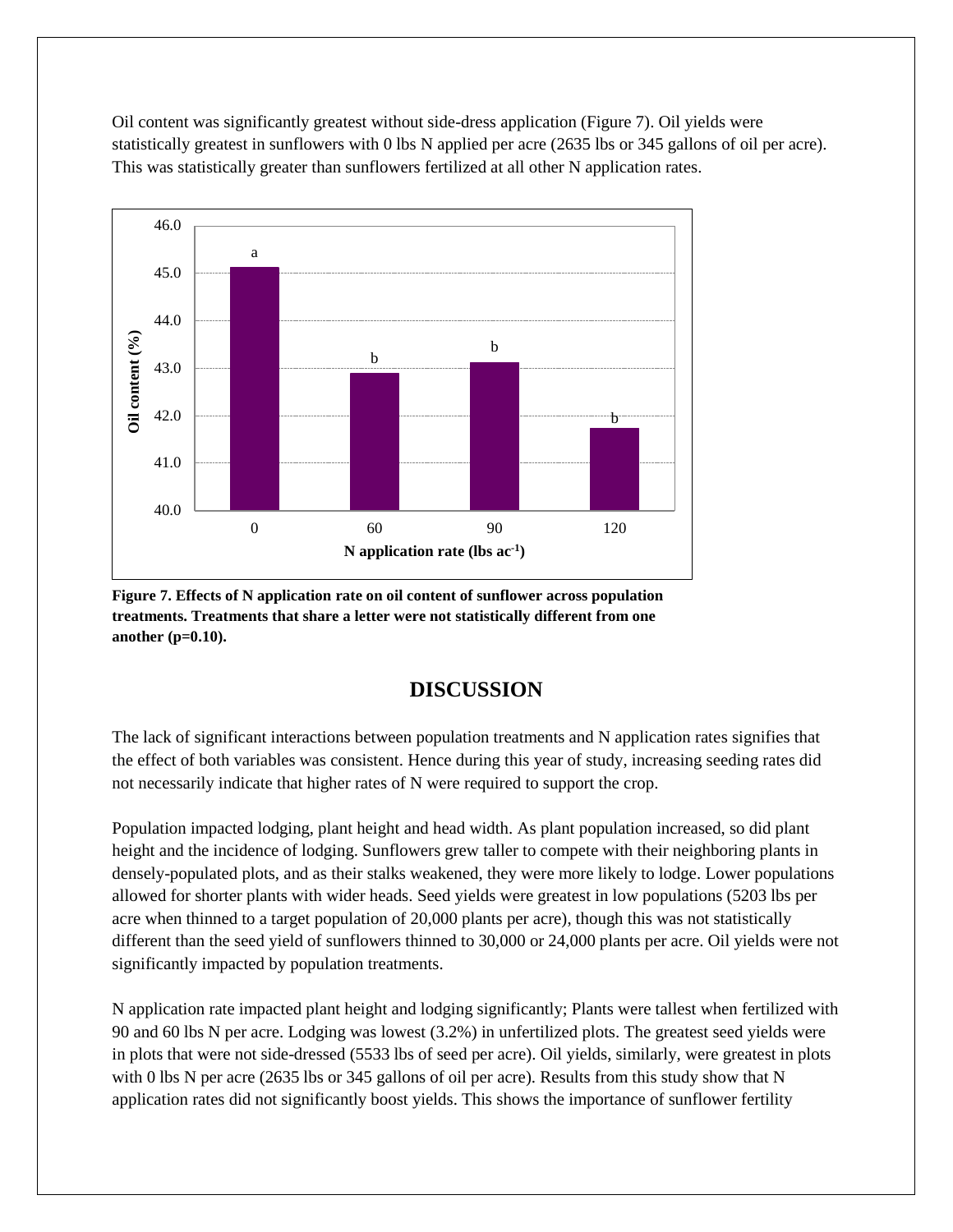Oil content was significantly greatest without side-dress application (Figure 7). Oil yields were statistically greatest in sunflowers with 0 lbs N applied per acre (2635 lbs or 345 gallons of oil per acre). This was statistically greater than sunflowers fertilized at all other N application rates.

**Figure 7. Effects of N application rate on oil content of sunflower across population treatments. Treatments that share a letter were not statistically different from one another (p=0.10).**

## DISCUSSION

The lack of significant interactions between population treatments and N application rates signifies that the effect of both variables was consistent. Hence during this year of study, increasing seeding rates did not necessarily indicate that higher rates of N were required to support the crop.

Population impacted lodging, plant height and head width. As plant population increased, so did plant height and the incidence of lodging. Sunflowers grew taller to compete with their neighboring plants in densely-populated plots, and as their stalks weakened, they were more likely to lodge. Lower populations allowed for shorter plants with wider heads. Seed yields were greatest in low populations (5203 lbs per acre when thinned to a target population of 20,000 plants per acre), though this was not statistically different than the seed yield of sunflowers thinned to 30,000 or 24,000 plants per acre. Oil yields were not significantly impacted by population treatments.

N application rate impacted plant height and lodging significantly; Plants were tallest when fertilized with 90 and 60 lbs N per acre. Lodging was lowest (3.2%) in unfertilized plots. The greatest seed yields were in plots that were not side-dressed (5533 lbs of seed per acre). Oil yields, similarly, were greatest in plots with 0 lbs N per acre (2635 lbs or 345 gallons of oil per acre). Results from this study show that N application rates did not significantly boost yields. This shows the importance of sunflower fertility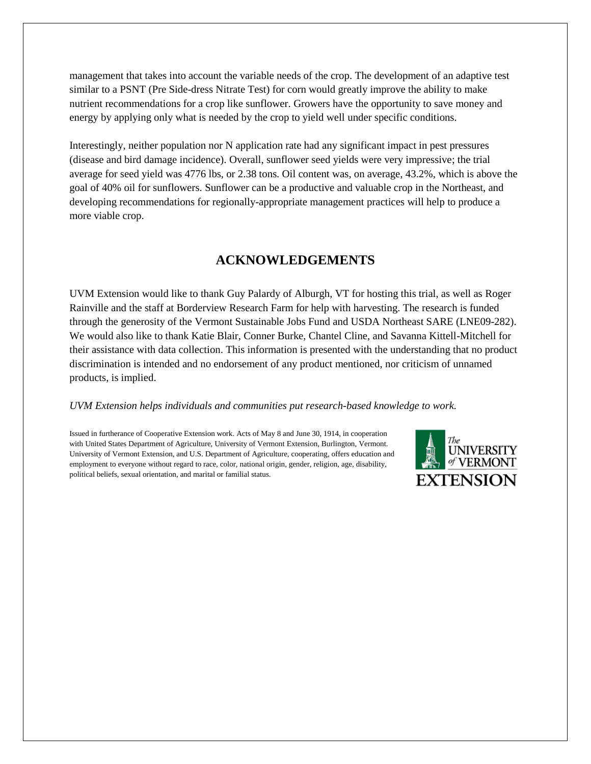management that takes into account the variable needs of the crop. The development of an adaptive test similar to a PSNT (Pre Side-dress Nitrate Test) for corn would greatly improve the ability to make nutrient recommendations for a crop like sunflower. Growers have the opportunity to save money and energy by applying only what is needed by the crop to yield well under specific conditions.

Interestingly, neither population nor N application rate had any significant impact in pest pressures (disease and bird damage incidence). Overall, sunflower seed yields were very impressive; the trial average for seed yield was 4776 lbs, or 2.38 tons. Oil content was, on average, 43.2%, which is above the goal of 40% oil for sunflowers. Sunflower can be a productive and valuable crop in the Northeast, and developing recommendations for regionally-appropriate management practices will help to produce a more viable crop.

## ACKNOWLEDGEMENTS

UVM Extension would like to thank Guy Palardy of Alburgh, VT for hosting this trial, as well as Roger Rainville and the staff at Borderview Research Farm for help with harvesting. The research is funded through the generosity of the Vermont Sustainable Jobs Fund and USDA Northeast SARE (LNE09-282). We would also like to thank Katie Blair, Conner Burke, Chantel Cline, and Savanna Kittell-Mitchell for their assistance with data collection. This information is presented with the understanding that no product discrimination is intended and no endorsement of any product mentioned, nor criticism of unnamed products, is implied.

*UVM Extension helps individuals and communities put research-based knowledge to work.*

Issued in furtherance of Cooperative Extension work. Acts of May 8 and June 30, 1914, in cooperation with United States Department of Agriculture, University of Vermont Extension, Burlington, Vermont. University of Vermont Extension, and U.S. Department of Agriculture, cooperating, offers education and employment to everyone without regard to race, color, national origin, gender, religion, age, disability, political beliefs, sexual orientation, and marital or familial status.

The UNIVERSITY of VERMONT EXTENSION